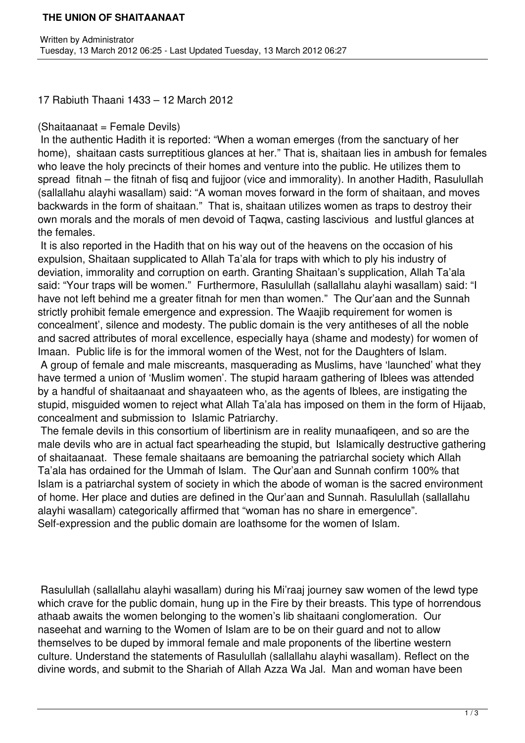# THE UNION OF SHAITAANAAT

Written by Administrator
Tuesday, 13 March 2012 06:25 - Last Updated Tuesday, 13 March 2012 06:27

17 Rabiuth Thaani 1433 – 12 March 2012

(Shaitaanaat = Female Devils)

In the authentic Hadith it is reported: "When a woman emerges (from the sanctuary of her home), shaitaan casts surreptitious glances at her." That is, shaitaan lies in ambush for females who leave the holy precincts of their homes and venture into the public. He utilizes them to spread fitnah – the fitnah of fisq and fujjoor (vice and immorality). In another Hadith, Rasulullah (sallallahu alayhi wasallam) said: "A woman moves forward in the form of shaitaan, and moves backwards in the form of shaitaan." That is, shaitaan utilizes women as traps to destroy their own morals and the morals of men devoid of Taqwa, casting lascivious and lustful glances at the females.

It is also reported in the Hadith that on his way out of the heavens on the occasion of his expulsion, Shaitaan supplicated to Allah Ta'ala for traps with which to ply his industry of deviation, immorality and corruption on earth. Granting Shaitaan's supplication, Allah Ta'ala said: "Your traps will be women." Furthermore, Rasulullah (sallallahu alayhi wasallam) said: "I have not left behind me a greater fitnah for men than women." The Qur'aan and the Sunnah strictly prohibit female emergence and expression. The Waajib requirement for women is concealment', silence and modesty. The public domain is the very antitheses of all the noble and sacred attributes of moral excellence, especially haya (shame and modesty) for women of Imaan. Public life is for the immoral women of the West, not for the Daughters of Islam.

A group of female and male miscreants, masquerading as Muslims, have 'launched' what they have termed a union of 'Muslim women'. The stupid haraam gathering of Iblees was attended by a handful of shaitaanaat and shayaateen who, as the agents of Iblees, are instigating the stupid, misguided women to reject what Allah Ta'ala has imposed on them in the form of Hijaab, concealment and submission to Islamic Patriarchy.

The female devils in this consortium of libertinism are in reality munaafiqeen, and so are the male devils who are in actual fact spearheading the stupid, but Islamically destructive gathering of shaitaanaat. These female shaitaans are bemoaning the patriarchal society which Allah Ta'ala has ordained for the Ummah of Islam. The Qur'aan and Sunnah confirm 100% that Islam is a patriarchal system of society in which the abode of woman is the sacred environment of home. Her place and duties are defined in the Qur'aan and Sunnah. Rasulullah (sallallahu alayhi wasallam) categorically affirmed that "woman has no share in emergence". Self-expression and the public domain are loathsome for the women of Islam.

Rasulullah (sallallahu alayhi wasallam) during his Mi'raaj journey saw women of the lewd type which crave for the public domain, hung up in the Fire by their breasts. This type of horrendous athaab awaits the women belonging to the women's lib shaitaani conglomeration. Our naseehat and warning to the Women of Islam are to be on their guard and not to allow themselves to be duped by immoral female and male proponents of the libertine western culture. Understand the statements of Rasulullah (sallallahu alayhi wasallam). Reflect on the divine words, and submit to the Shariah of Allah Azza Wa Jal. Man and woman have been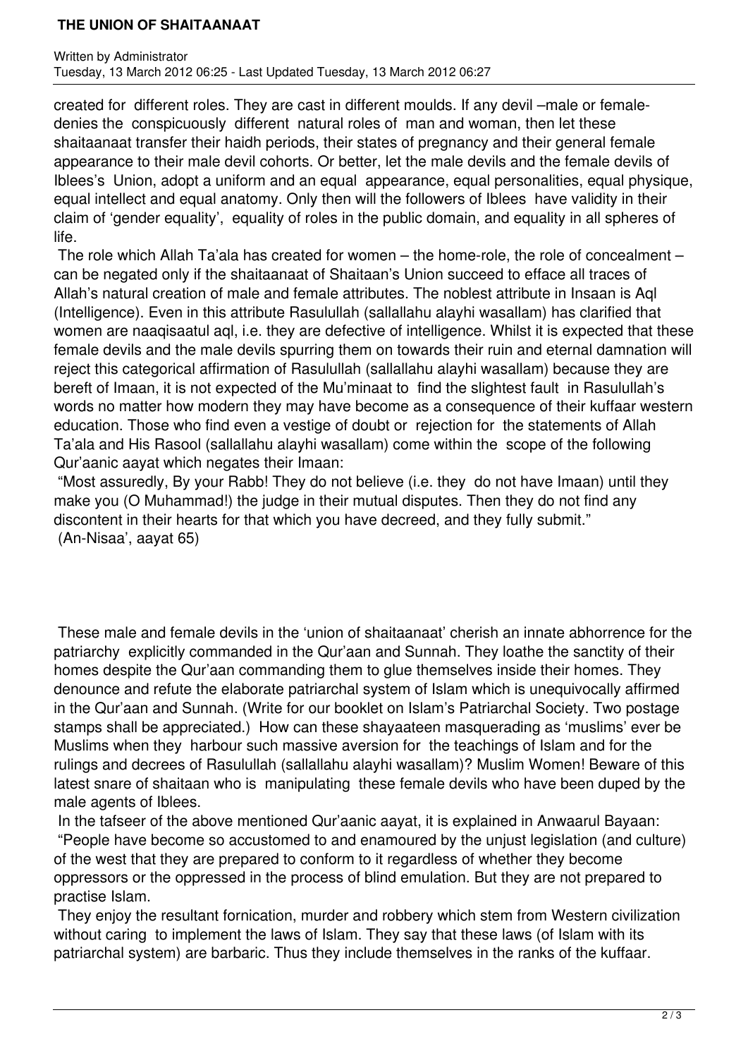created for different roles. They are cast in different moulds. If any devil –male or female- denies the conspicuously different natural roles of man and woman, then let these shaitaanaat transfer their haidh periods, their states of pregnancy and their general female appearance to their male devil cohorts. Or better, let the male devils and the female devils of Iblees's Union, adopt a uniform and an equal appearance, equal personalities, equal physique, equal intellect and equal anatomy. Only then will the followers of Iblees have validity in their claim of 'gender equality', equality of roles in the public domain, and equality in all spheres of life.

The role which Allah Ta'ala has created for women – the home-role, the role of concealment – can be negated only if the shaitaanaat of Shaitaan's Union succeed to efface all traces of Allah's natural creation of male and female attributes. The noblest attribute in Insaan is Aql (Intelligence). Even in this attribute Rasulullah (sallallahu alayhi wasallam) has clarified that women are naaqisaatul aql, i.e. they are defective of intelligence. Whilst it is expected that these female devils and the male devils spurring them on towards their ruin and eternal damnation will reject this categorical affirmation of Rasulullah (sallallahu alayhi wasallam) because they are bereft of Imaan, it is not expected of the Mu'minaat to find the slightest fault in Rasulullah's words no matter how modern they may have become as a consequence of their kuffaar western education. Those who find even a vestige of doubt or rejection for the statements of Allah Ta'ala and His Rasool (sallallahu alayhi wasallam) come within the scope of the following Qur'aanic aayat which negates their Imaan:

"Most assuredly, By your Rabb! They do not believe (i.e. they do not have Imaan) until they make you (O Muhammad!) the judge in their mutual disputes. Then they do not find any discontent in their hearts for that which you have decreed, and they fully submit."
(An-Nisaa', aayat 65)

These male and female devils in the 'union of shaitaanaat' cherish an innate abhorrence for the patriarchy explicitly commanded in the Qur'aan and Sunnah. They loathe the sanctity of their homes despite the Qur'aan commanding them to glue themselves inside their homes. They denounce and refute the elaborate patriarchal system of Islam which is unequivocally affirmed in the Qur'aan and Sunnah. (Write for our booklet on Islam's Patriarchal Society. Two postage stamps shall be appreciated.) How can these shayaateen masquerading as 'muslims' ever be Muslims when they harbour such massive aversion for the teachings of Islam and for the rulings and decrees of Rasulullah (sallallahu alayhi wasallam)? Muslim Women! Beware of this latest snare of shaitaan who is manipulating these female devils who have been duped by the male agents of Iblees.

In the tafseer of the above mentioned Qur'aanic aayat, it is explained in Anwaarul Bayaan:

"People have become so accustomed to and enamoured by the unjust legislation (and culture) of the west that they are prepared to conform to it regardless of whether they become oppressors or the oppressed in the process of blind emulation. But they are not prepared to practise Islam.

They enjoy the resultant fornication, murder and robbery which stem from Western civilization without caring to implement the laws of Islam. They say that these laws (of Islam with its patriarchal system) are barbaric. Thus they include themselves in the ranks of the kuffaar.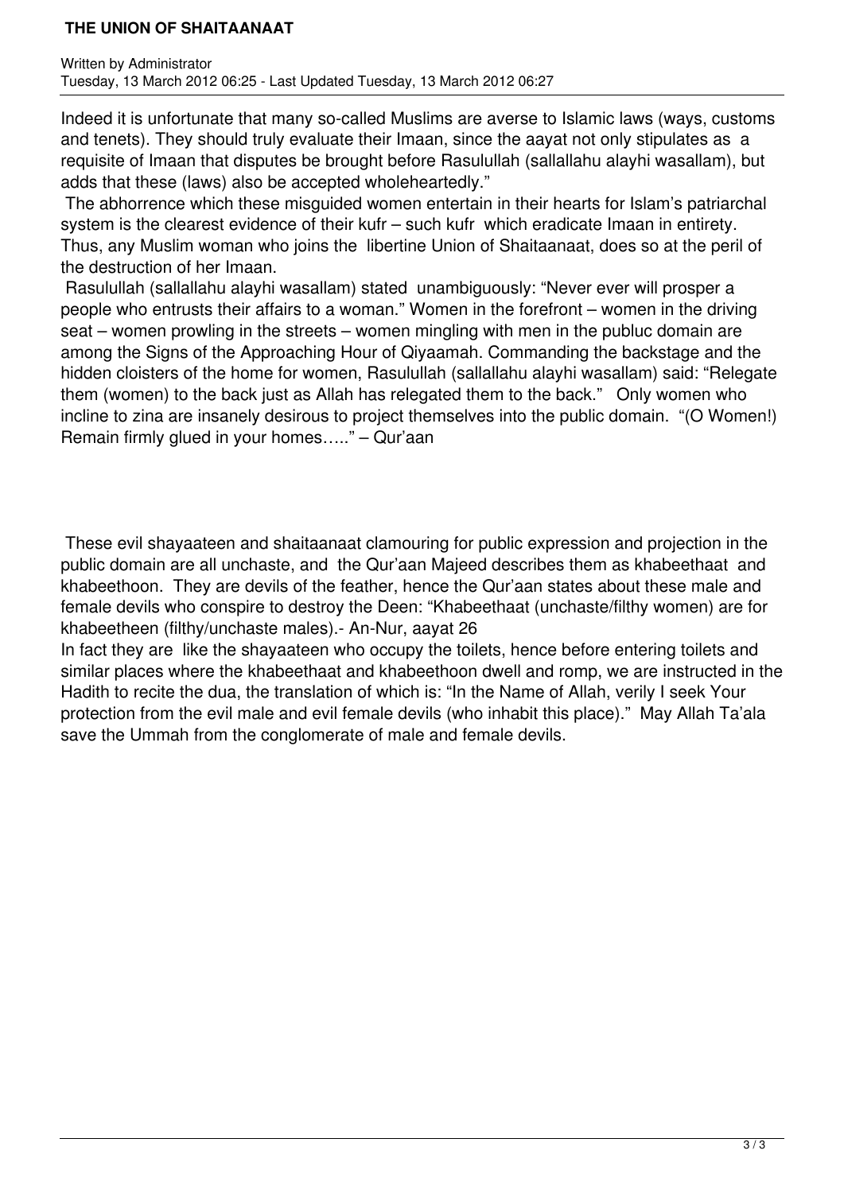Indeed it is unfortunate that many so-called Muslims are averse to Islamic laws (ways, customs and tenets). They should truly evaluate their Imaan, since the aayat not only stipulates as a requisite of Imaan that disputes be brought before Rasulullah (sallallahu alayhi wasallam), but adds that these (laws) also be accepted wholeheartedly."

The abhorrence which these misguided women entertain in their hearts for Islam's patriarchal system is the clearest evidence of their kufr – such kufr which eradicate Imaan in entirety. Thus, any Muslim woman who joins the libertine Union of Shaitaanaat, does so at the peril of the destruction of her Imaan.

Rasulullah (sallallahu alayhi wasallam) stated unambiguously: "Never ever will prosper a people who entrusts their affairs to a woman." Women in the forefront – women in the driving seat – women prowling in the streets – women mingling with men in the publuc domain are among the Signs of the Approaching Hour of Qiyaamah. Commanding the backstage and the hidden cloisters of the home for women, Rasulullah (sallallahu alayhi wasallam) said: "Relegate them (women) to the back just as Allah has relegated them to the back." Only women who incline to zina are insanely desirous to project themselves into the public domain. "(O Women!) Remain firmly glued in your homes….." – Qur'aan

These evil shayaateen and shaitaanaat clamouring for public expression and projection in the public domain are all unchaste, and the Qur'aan Majeed describes them as khabeethaat and khabeethoon. They are devils of the feather, hence the Qur'aan states about these male and female devils who conspire to destroy the Deen: "Khabeethaat (unchaste/filthy women) are for khabeetheen (filthy/unchaste males).- An-Nur, aayat 26

In fact they are like the shayaateen who occupy the toilets, hence before entering toilets and similar places where the khabeethaat and khabeethoon dwell and romp, we are instructed in the Hadith to recite the dua, the translation of which is: "In the Name of Allah, verily I seek Your protection from the evil male and evil female devils (who inhabit this place)." May Allah Ta'ala save the Ummah from the conglomerate of male and female devils.